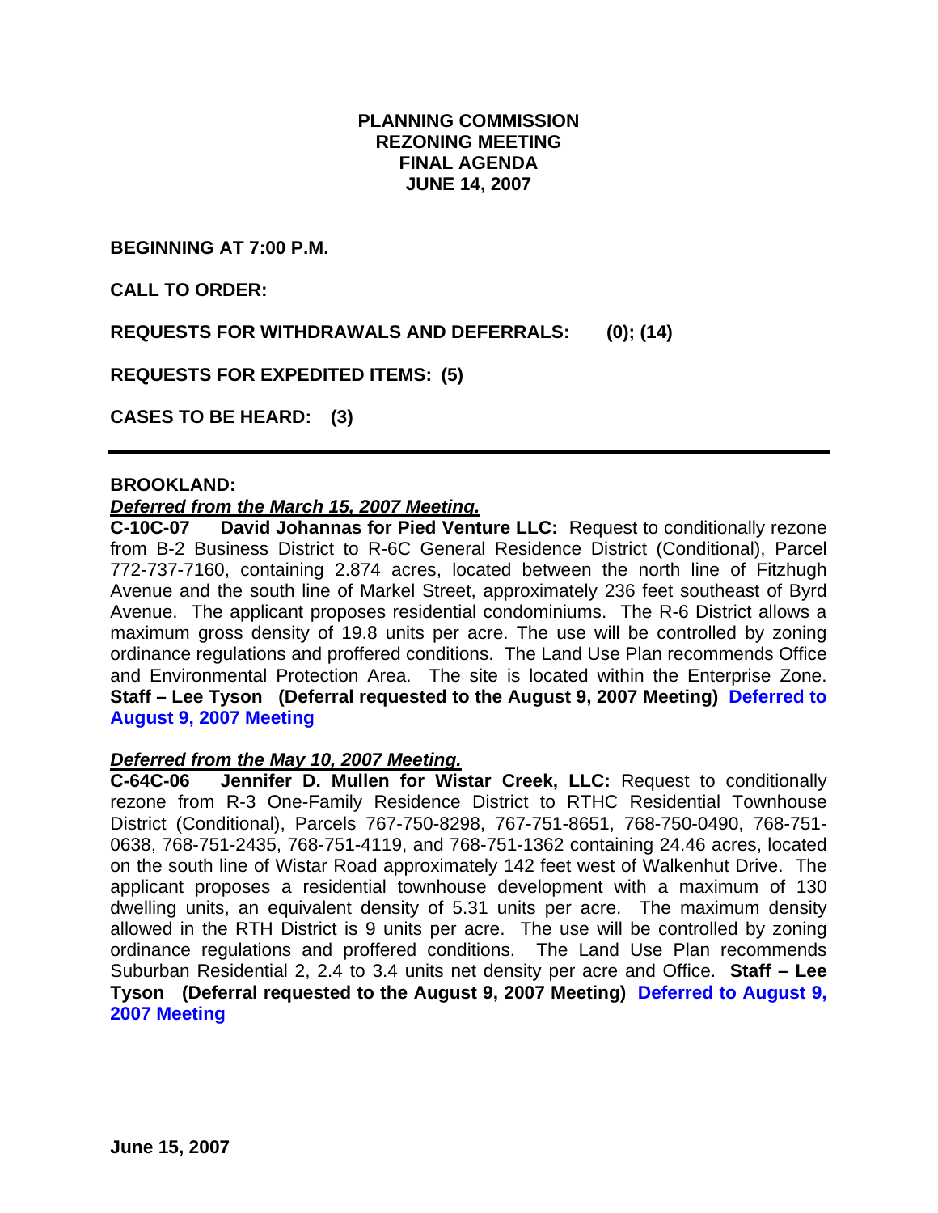# PLANNING COMMISSION
# REZONING MEETING
# FINAL AGENDA
# JUNE 14, 2007

**BEGINNING AT 7:00 P.M.**

**CALL TO ORDER:**

**REQUESTS FOR WITHDRAWALS AND DEFERRALS: (0); (14)**

**REQUESTS FOR EXPEDITED ITEMS: (5)**

**CASES TO BE HEARD: (3)**

---

**BROOKLAND:**

***Deferred from the March 15, 2007 Meeting.***

**C-10C-07 David Johannas for Pied Venture LLC:** Request to conditionally rezone from B-2 Business District to R-6C General Residence District (Conditional), Parcel 772-737-7160, containing 2.874 acres, located between the north line of Fitzhugh Avenue and the south line of Markel Street, approximately 236 feet southeast of Byrd Avenue. The applicant proposes residential condominiums. The R-6 District allows a maximum gross density of 19.8 units per acre. The use will be controlled by zoning ordinance regulations and proffered conditions. The Land Use Plan recommends Office and Environmental Protection Area. The site is located within the Enterprise Zone. **Staff – Lee Tyson (Deferral requested to the August 9, 2007 Meeting) Deferred to August 9, 2007 Meeting**

***Deferred from the May 10, 2007 Meeting.***

**C-64C-06 Jennifer D. Mullen for Wistar Creek, LLC:** Request to conditionally rezone from R-3 One-Family Residence District to RTHC Residential Townhouse District (Conditional), Parcels 767-750-8298, 767-751-8651, 768-750-0490, 768-751-0638, 768-751-2435, 768-751-4119, and 768-751-1362 containing 24.46 acres, located on the south line of Wistar Road approximately 142 feet west of Walkenhut Drive. The applicant proposes a residential townhouse development with a maximum of 130 dwelling units, an equivalent density of 5.31 units per acre. The maximum density allowed in the RTH District is 9 units per acre. The use will be controlled by zoning ordinance regulations and proffered conditions. The Land Use Plan recommends Suburban Residential 2, 2.4 to 3.4 units net density per acre and Office. **Staff – Lee Tyson (Deferral requested to the August 9, 2007 Meeting) Deferred to August 9, 2007 Meeting**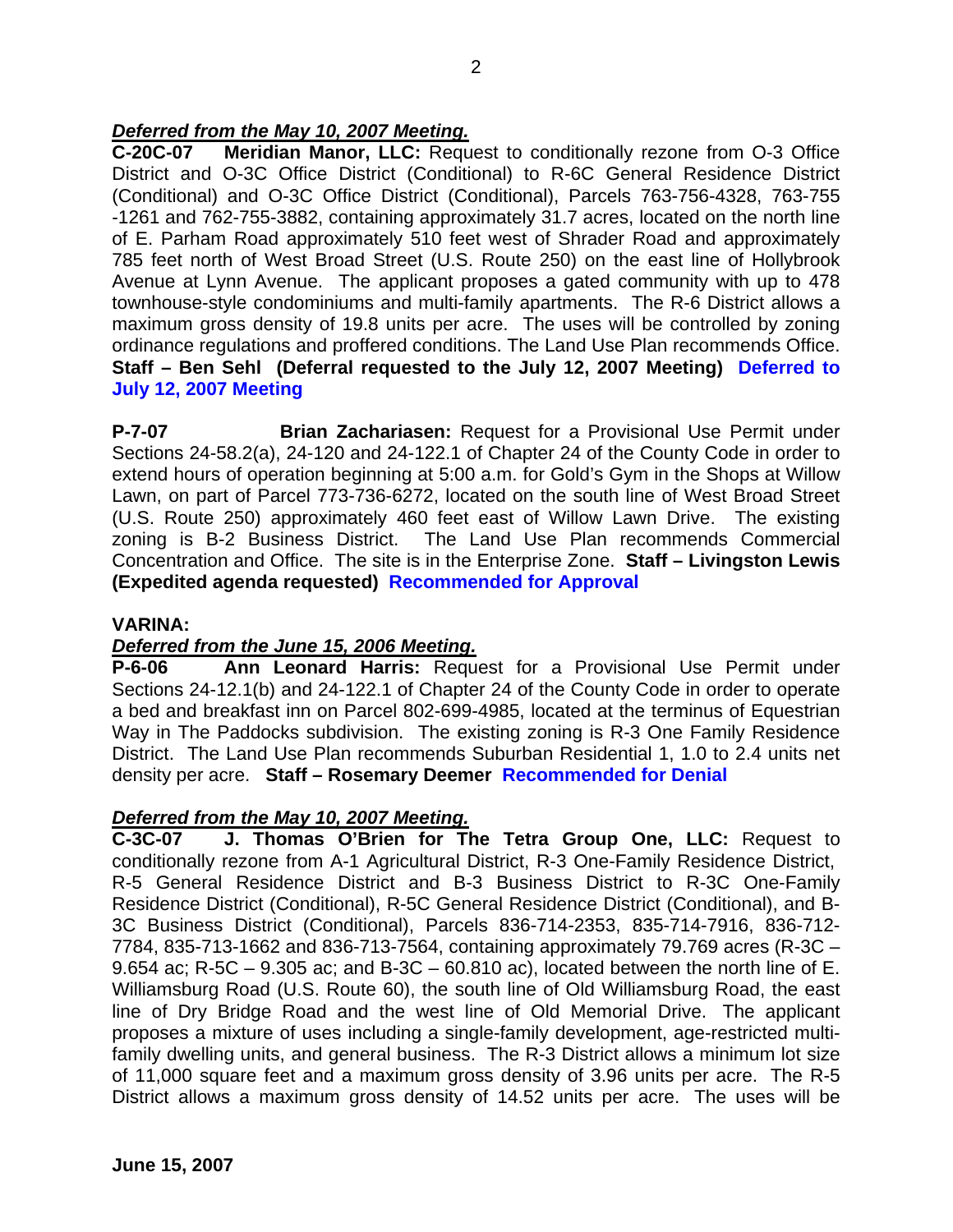***Deferred from the May 10, 2007 Meeting.***

**C-20C-07 Meridian Manor, LLC:** Request to conditionally rezone from O-3 Office District and O-3C Office District (Conditional) to R-6C General Residence District (Conditional) and O-3C Office District (Conditional), Parcels 763-756-4328, 763-755 -1261 and 762-755-3882, containing approximately 31.7 acres, located on the north line of E. Parham Road approximately 510 feet west of Shrader Road and approximately 785 feet north of West Broad Street (U.S. Route 250) on the east line of Hollybrook Avenue at Lynn Avenue. The applicant proposes a gated community with up to 478 townhouse-style condominiums and multi-family apartments. The R-6 District allows a maximum gross density of 19.8 units per acre. The uses will be controlled by zoning ordinance regulations and proffered conditions. The Land Use Plan recommends Office. **Staff – Ben Sehl (Deferral requested to the July 12, 2007 Meeting) Deferred to July 12, 2007 Meeting**

**P-7-07 Brian Zachariasen:** Request for a Provisional Use Permit under Sections 24-58.2(a), 24-120 and 24-122.1 of Chapter 24 of the County Code in order to extend hours of operation beginning at 5:00 a.m. for Gold's Gym in the Shops at Willow Lawn, on part of Parcel 773-736-6272, located on the south line of West Broad Street (U.S. Route 250) approximately 460 feet east of Willow Lawn Drive. The existing zoning is B-2 Business District. The Land Use Plan recommends Commercial Concentration and Office. The site is in the Enterprise Zone. **Staff – Livingston Lewis (Expedited agenda requested) Recommended for Approval**

**VARINA:**

***Deferred from the June 15, 2006 Meeting.***

**P-6-06 Ann Leonard Harris:** Request for a Provisional Use Permit under Sections 24-12.1(b) and 24-122.1 of Chapter 24 of the County Code in order to operate a bed and breakfast inn on Parcel 802-699-4985, located at the terminus of Equestrian Way in The Paddocks subdivision. The existing zoning is R-3 One Family Residence District. The Land Use Plan recommends Suburban Residential 1, 1.0 to 2.4 units net density per acre. **Staff – Rosemary Deemer Recommended for Denial**

***Deferred from the May 10, 2007 Meeting.***

**C-3C-07 J. Thomas O'Brien for The Tetra Group One, LLC:** Request to conditionally rezone from A-1 Agricultural District, R-3 One-Family Residence District, R-5 General Residence District and B-3 Business District to R-3C One-Family Residence District (Conditional), R-5C General Residence District (Conditional), and B-3C Business District (Conditional), Parcels 836-714-2353, 835-714-7916, 836-712-7784, 835-713-1662 and 836-713-7564, containing approximately 79.769 acres (R-3C – 9.654 ac; R-5C – 9.305 ac; and B-3C – 60.810 ac), located between the north line of E. Williamsburg Road (U.S. Route 60), the south line of Old Williamsburg Road, the east line of Dry Bridge Road and the west line of Old Memorial Drive. The applicant proposes a mixture of uses including a single-family development, age-restricted multi-family dwelling units, and general business. The R-3 District allows a minimum lot size of 11,000 square feet and a maximum gross density of 3.96 units per acre. The R-5 District allows a maximum gross density of 14.52 units per acre. The uses will be

**June 15, 2007**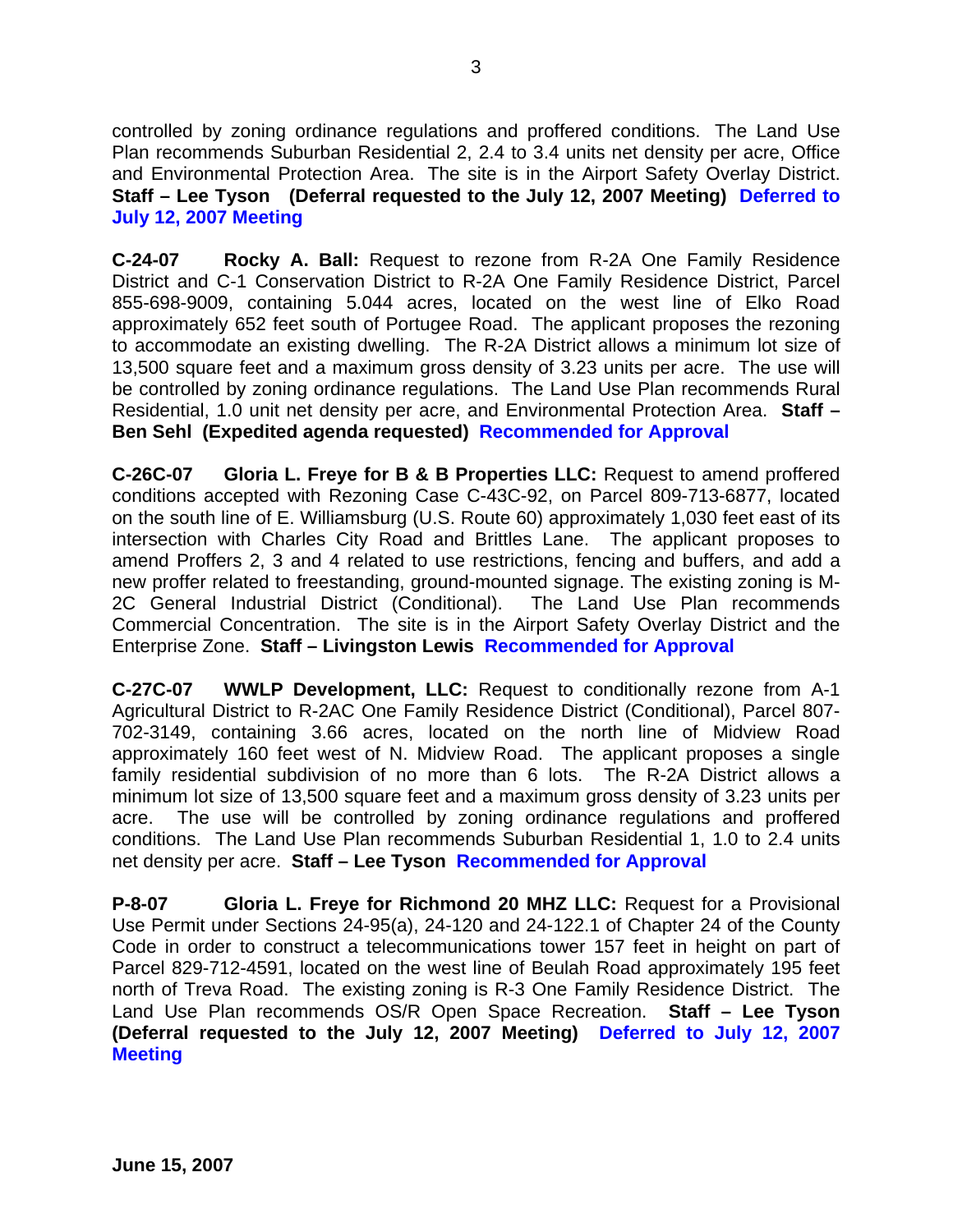controlled by zoning ordinance regulations and proffered conditions. The Land Use Plan recommends Suburban Residential 2, 2.4 to 3.4 units net density per acre, Office and Environmental Protection Area. The site is in the Airport Safety Overlay District. **Staff – Lee Tyson (Deferral requested to the July 12, 2007 Meeting) Deferred to July 12, 2007 Meeting**

**C-24-07 Rocky A. Ball:** Request to rezone from R-2A One Family Residence District and C-1 Conservation District to R-2A One Family Residence District, Parcel 855-698-9009, containing 5.044 acres, located on the west line of Elko Road approximately 652 feet south of Portugee Road. The applicant proposes the rezoning to accommodate an existing dwelling. The R-2A District allows a minimum lot size of 13,500 square feet and a maximum gross density of 3.23 units per acre. The use will be controlled by zoning ordinance regulations. The Land Use Plan recommends Rural Residential, 1.0 unit net density per acre, and Environmental Protection Area. **Staff – Ben Sehl (Expedited agenda requested) Recommended for Approval**

**C-26C-07 Gloria L. Freye for B & B Properties LLC:** Request to amend proffered conditions accepted with Rezoning Case C-43C-92, on Parcel 809-713-6877, located on the south line of E. Williamsburg (U.S. Route 60) approximately 1,030 feet east of its intersection with Charles City Road and Brittles Lane. The applicant proposes to amend Proffers 2, 3 and 4 related to use restrictions, fencing and buffers, and add a new proffer related to freestanding, ground-mounted signage. The existing zoning is M-2C General Industrial District (Conditional). The Land Use Plan recommends Commercial Concentration. The site is in the Airport Safety Overlay District and the Enterprise Zone. **Staff – Livingston Lewis Recommended for Approval**

**C-27C-07 WWLP Development, LLC:** Request to conditionally rezone from A-1 Agricultural District to R-2AC One Family Residence District (Conditional), Parcel 807-702-3149, containing 3.66 acres, located on the north line of Midview Road approximately 160 feet west of N. Midview Road. The applicant proposes a single family residential subdivision of no more than 6 lots. The R-2A District allows a minimum lot size of 13,500 square feet and a maximum gross density of 3.23 units per acre. The use will be controlled by zoning ordinance regulations and proffered conditions. The Land Use Plan recommends Suburban Residential 1, 1.0 to 2.4 units net density per acre. **Staff – Lee Tyson Recommended for Approval**

**P-8-07 Gloria L. Freye for Richmond 20 MHZ LLC:** Request for a Provisional Use Permit under Sections 24-95(a), 24-120 and 24-122.1 of Chapter 24 of the County Code in order to construct a telecommunications tower 157 feet in height on part of Parcel 829-712-4591, located on the west line of Beulah Road approximately 195 feet north of Treva Road. The existing zoning is R-3 One Family Residence District. The Land Use Plan recommends OS/R Open Space Recreation. **Staff – Lee Tyson (Deferral requested to the July 12, 2007 Meeting) Deferred to July 12, 2007 Meeting**

**June 15, 2007**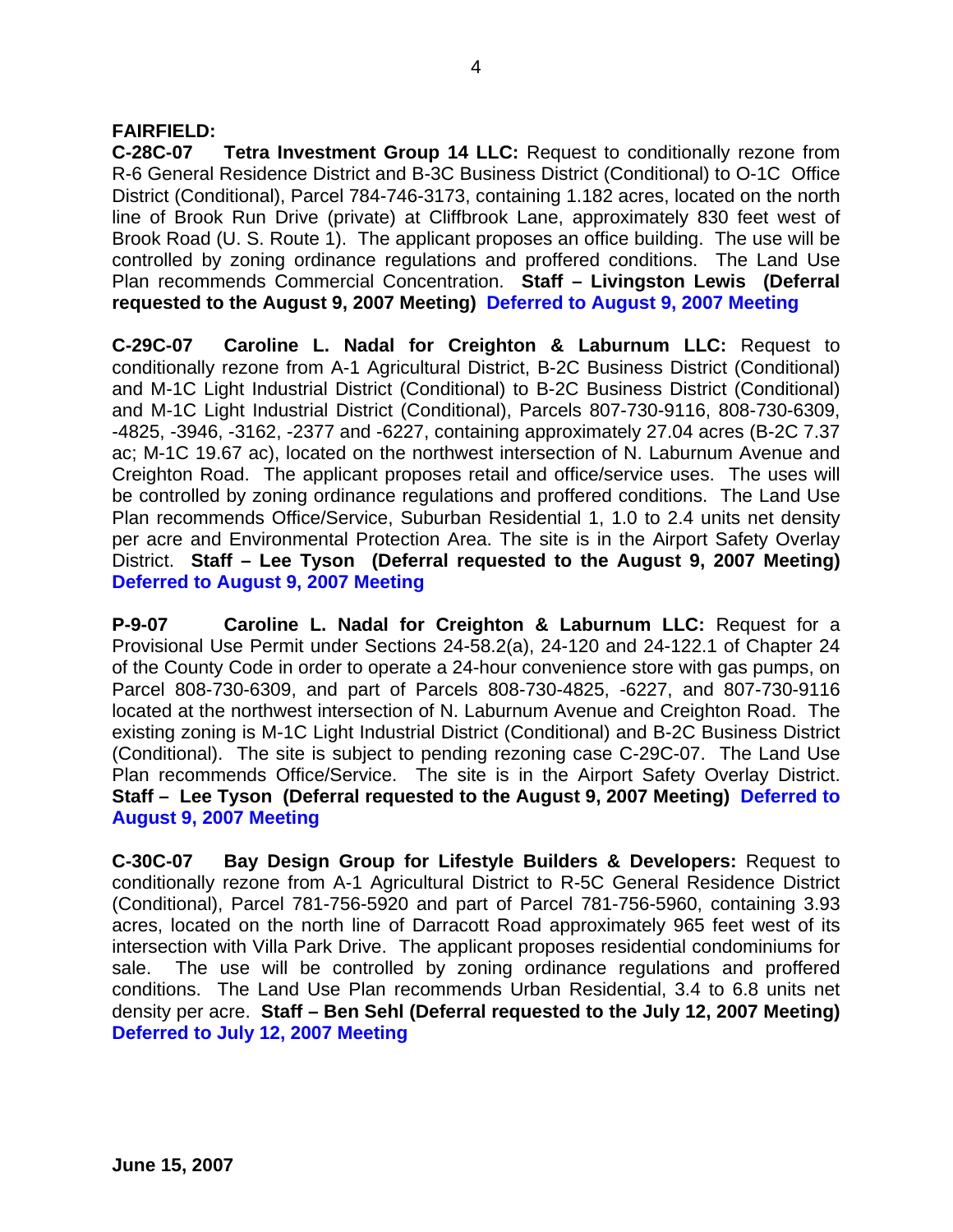**FAIRFIELD:**

**C-28C-07 Tetra Investment Group 14 LLC:** Request to conditionally rezone from R-6 General Residence District and B-3C Business District (Conditional) to O-1C Office District (Conditional), Parcel 784-746-3173, containing 1.182 acres, located on the north line of Brook Run Drive (private) at Cliffbrook Lane, approximately 830 feet west of Brook Road (U. S. Route 1). The applicant proposes an office building. The use will be controlled by zoning ordinance regulations and proffered conditions. The Land Use Plan recommends Commercial Concentration. **Staff – Livingston Lewis (Deferral requested to the August 9, 2007 Meeting)** **Deferred to August 9, 2007 Meeting**

**C-29C-07 Caroline L. Nadal for Creighton & Laburnum LLC:** Request to conditionally rezone from A-1 Agricultural District, B-2C Business District (Conditional) and M-1C Light Industrial District (Conditional) to B-2C Business District (Conditional) and M-1C Light Industrial District (Conditional), Parcels 807-730-9116, 808-730-6309, -4825, -3946, -3162, -2377 and -6227, containing approximately 27.04 acres (B-2C 7.37 ac; M-1C 19.67 ac), located on the northwest intersection of N. Laburnum Avenue and Creighton Road. The applicant proposes retail and office/service uses. The uses will be controlled by zoning ordinance regulations and proffered conditions. The Land Use Plan recommends Office/Service, Suburban Residential 1, 1.0 to 2.4 units net density per acre and Environmental Protection Area. The site is in the Airport Safety Overlay District. **Staff – Lee Tyson (Deferral requested to the August 9, 2007 Meeting)** **Deferred to August 9, 2007 Meeting**

**P-9-07 Caroline L. Nadal for Creighton & Laburnum LLC:** Request for a Provisional Use Permit under Sections 24-58.2(a), 24-120 and 24-122.1 of Chapter 24 of the County Code in order to operate a 24-hour convenience store with gas pumps, on Parcel 808-730-6309, and part of Parcels 808-730-4825, -6227, and 807-730-9116 located at the northwest intersection of N. Laburnum Avenue and Creighton Road. The existing zoning is M-1C Light Industrial District (Conditional) and B-2C Business District (Conditional). The site is subject to pending rezoning case C-29C-07. The Land Use Plan recommends Office/Service. The site is in the Airport Safety Overlay District. **Staff – Lee Tyson (Deferral requested to the August 9, 2007 Meeting)** **Deferred to August 9, 2007 Meeting**

**C-30C-07 Bay Design Group for Lifestyle Builders & Developers:** Request to conditionally rezone from A-1 Agricultural District to R-5C General Residence District (Conditional), Parcel 781-756-5920 and part of Parcel 781-756-5960, containing 3.93 acres, located on the north line of Darracott Road approximately 965 feet west of its intersection with Villa Park Drive. The applicant proposes residential condominiums for sale. The use will be controlled by zoning ordinance regulations and proffered conditions. The Land Use Plan recommends Urban Residential, 3.4 to 6.8 units net density per acre. **Staff – Ben Sehl (Deferral requested to the July 12, 2007 Meeting)** **Deferred to July 12, 2007 Meeting**

**June 15, 2007**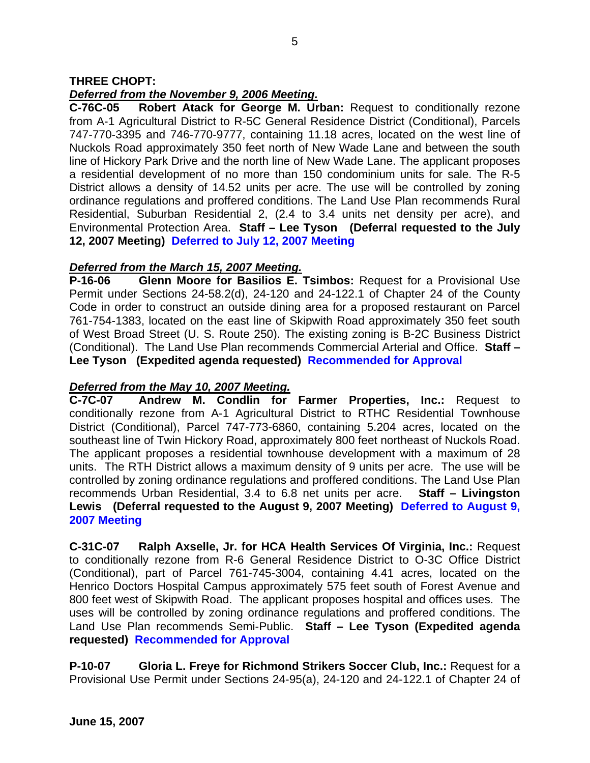**THREE CHOPT:**

***Deferred from the November 9, 2006 Meeting.***

**C-76C-05 Robert Atack for George M. Urban:** Request to conditionally rezone from A-1 Agricultural District to R-5C General Residence District (Conditional), Parcels 747-770-3395 and 746-770-9777, containing 11.18 acres, located on the west line of Nuckols Road approximately 350 feet north of New Wade Lane and between the south line of Hickory Park Drive and the north line of New Wade Lane. The applicant proposes a residential development of no more than 150 condominium units for sale. The R-5 District allows a density of 14.52 units per acre. The use will be controlled by zoning ordinance regulations and proffered conditions. The Land Use Plan recommends Rural Residential, Suburban Residential 2, (2.4 to 3.4 units net density per acre), and Environmental Protection Area. **Staff – Lee Tyson (Deferral requested to the July 12, 2007 Meeting) Deferred to July 12, 2007 Meeting**

***Deferred from the March 15, 2007 Meeting.***

**P-16-06 Glenn Moore for Basilios E. Tsimbos:** Request for a Provisional Use Permit under Sections 24-58.2(d), 24-120 and 24-122.1 of Chapter 24 of the County Code in order to construct an outside dining area for a proposed restaurant on Parcel 761-754-1383, located on the east line of Skipwith Road approximately 350 feet south of West Broad Street (U. S. Route 250). The existing zoning is B-2C Business District (Conditional). The Land Use Plan recommends Commercial Arterial and Office. **Staff – Lee Tyson (Expedited agenda requested) Recommended for Approval**

***Deferred from the May 10, 2007 Meeting.***

**C-7C-07 Andrew M. Condlin for Farmer Properties, Inc.:** Request to conditionally rezone from A-1 Agricultural District to RTHC Residential Townhouse District (Conditional), Parcel 747-773-6860, containing 5.204 acres, located on the southeast line of Twin Hickory Road, approximately 800 feet northeast of Nuckols Road. The applicant proposes a residential townhouse development with a maximum of 28 units. The RTH District allows a maximum density of 9 units per acre. The use will be controlled by zoning ordinance regulations and proffered conditions. The Land Use Plan recommends Urban Residential, 3.4 to 6.8 net units per acre. **Staff – Livingston Lewis (Deferral requested to the August 9, 2007 Meeting) Deferred to August 9, 2007 Meeting**

**C-31C-07 Ralph Axselle, Jr. for HCA Health Services Of Virginia, Inc.:** Request to conditionally rezone from R-6 General Residence District to O-3C Office District (Conditional), part of Parcel 761-745-3004, containing 4.41 acres, located on the Henrico Doctors Hospital Campus approximately 575 feet south of Forest Avenue and 800 feet west of Skipwith Road. The applicant proposes hospital and offices uses. The uses will be controlled by zoning ordinance regulations and proffered conditions. The Land Use Plan recommends Semi-Public. **Staff – Lee Tyson (Expedited agenda requested) Recommended for Approval**

**P-10-07 Gloria L. Freye for Richmond Strikers Soccer Club, Inc.:** Request for a Provisional Use Permit under Sections 24-95(a), 24-120 and 24-122.1 of Chapter 24 of

**June 15, 2007**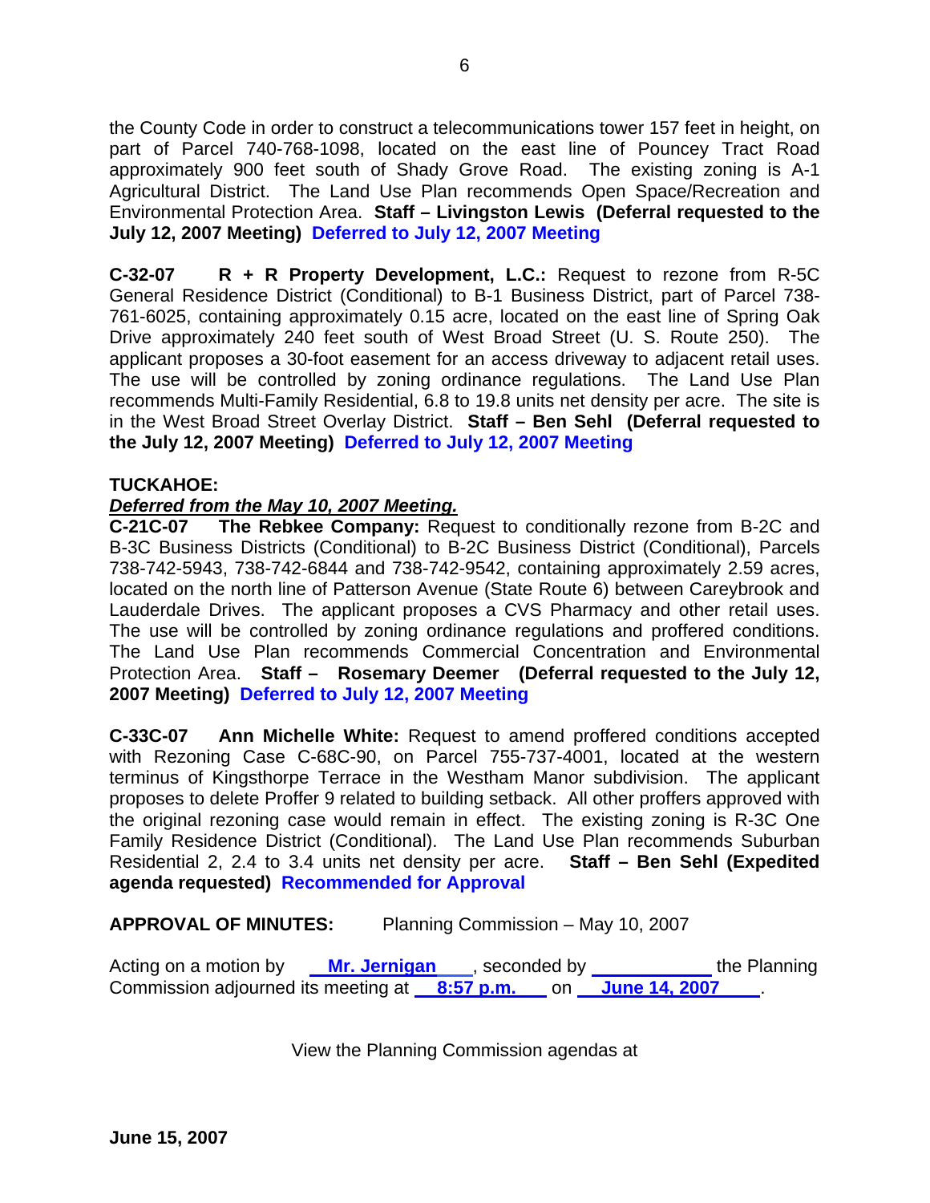the County Code in order to construct a telecommunications tower 157 feet in height, on part of Parcel 740-768-1098, located on the east line of Pouncey Tract Road approximately 900 feet south of Shady Grove Road. The existing zoning is A-1 Agricultural District. The Land Use Plan recommends Open Space/Recreation and Environmental Protection Area. **Staff – Livingston Lewis (Deferral requested to the July 12, 2007 Meeting)** **Deferred to July 12, 2007 Meeting**

**C-32-07 R + R Property Development, L.C.:** Request to rezone from R-5C General Residence District (Conditional) to B-1 Business District, part of Parcel 738-761-6025, containing approximately 0.15 acre, located on the east line of Spring Oak Drive approximately 240 feet south of West Broad Street (U. S. Route 250). The applicant proposes a 30-foot easement for an access driveway to adjacent retail uses. The use will be controlled by zoning ordinance regulations. The Land Use Plan recommends Multi-Family Residential, 6.8 to 19.8 units net density per acre. The site is in the West Broad Street Overlay District. **Staff – Ben Sehl (Deferral requested to the July 12, 2007 Meeting)** **Deferred to July 12, 2007 Meeting**

**TUCKAHOE:**

***Deferred from the May 10, 2007 Meeting.***

**C-21C-07 The Rebkee Company:** Request to conditionally rezone from B-2C and B-3C Business Districts (Conditional) to B-2C Business District (Conditional), Parcels 738-742-5943, 738-742-6844 and 738-742-9542, containing approximately 2.59 acres, located on the north line of Patterson Avenue (State Route 6) between Careybrook and Lauderdale Drives. The applicant proposes a CVS Pharmacy and other retail uses. The use will be controlled by zoning ordinance regulations and proffered conditions. The Land Use Plan recommends Commercial Concentration and Environmental Protection Area. **Staff – Rosemary Deemer (Deferral requested to the July 12, 2007 Meeting)** **Deferred to July 12, 2007 Meeting**

**C-33C-07 Ann Michelle White:** Request to amend proffered conditions accepted with Rezoning Case C-68C-90, on Parcel 755-737-4001, located at the western terminus of Kingsthorpe Terrace in the Westham Manor subdivision. The applicant proposes to delete Proffer 9 related to building setback. All other proffers approved with the original rezoning case would remain in effect. The existing zoning is R-3C One Family Residence District (Conditional). The Land Use Plan recommends Suburban Residential 2, 2.4 to 3.4 units net density per acre. **Staff – Ben Sehl (Expedited agenda requested)** **Recommended for Approval**

**APPROVAL OF MINUTES:** Planning Commission – May 10, 2007

Acting on a motion by **Mr. Jernigan**, seconded by ____________ the Planning Commission adjourned its meeting at **8:57 p.m.** on **June 14, 2007**.

View the Planning Commission agendas at

**June 15, 2007**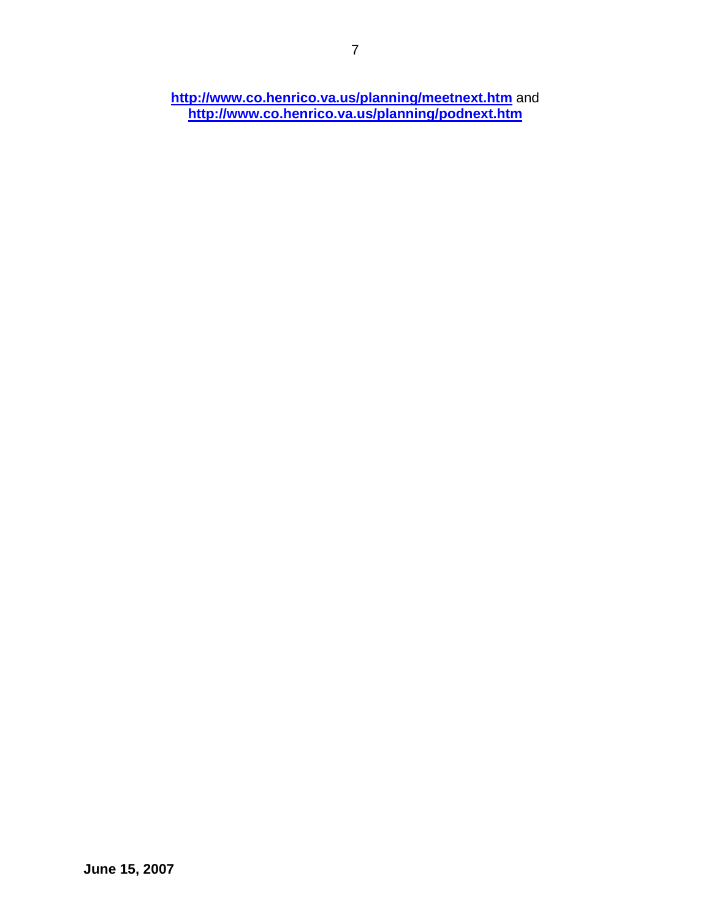**http://www.co.henrico.va.us/planning/meetnext.htm** and **http://www.co.henrico.va.us/planning/podnext.htm**

**June 15, 2007**